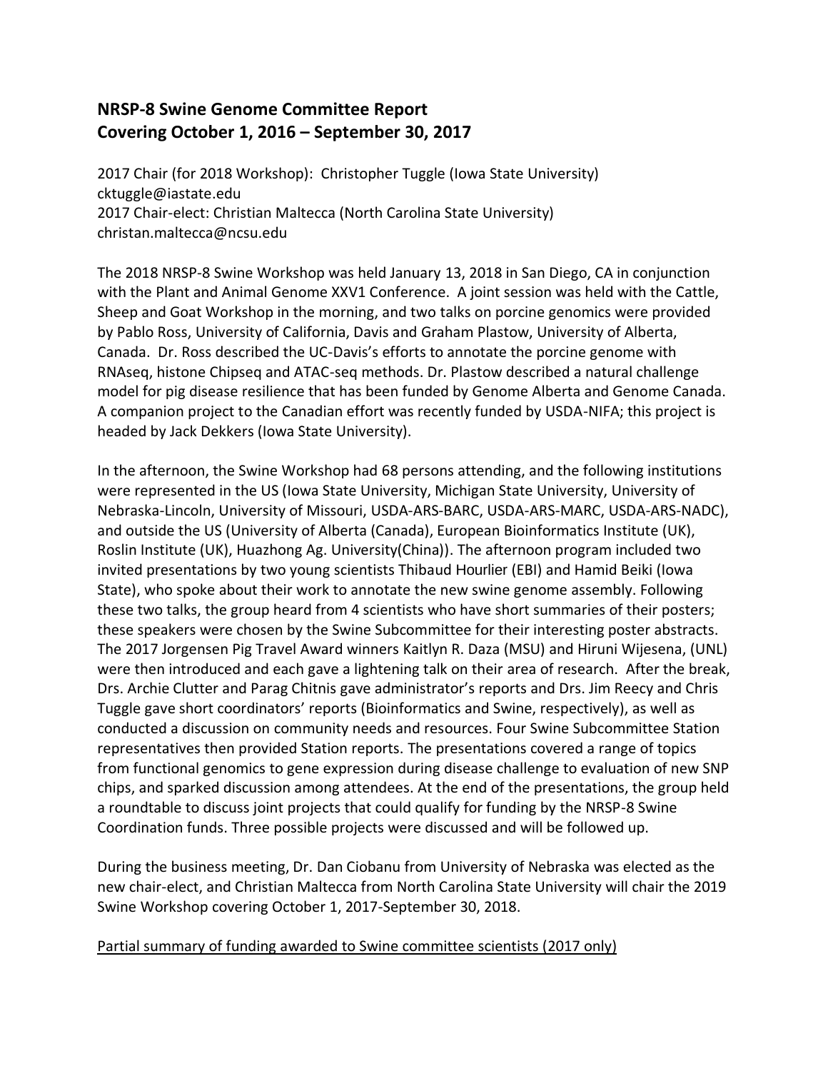## NRSP-8 Swine Genome Committee Report
## Covering October 1, 2016 – September 30, 2017

2017 Chair (for 2018 Workshop): Christopher Tuggle (Iowa State University)
cktuggle@iastate.edu
2017 Chair-elect: Christian Maltecca (North Carolina State University)
christan.maltecca@ncsu.edu

The 2018 NRSP-8 Swine Workshop was held January 13, 2018 in San Diego, CA in conjunction with the Plant and Animal Genome XXV1 Conference. A joint session was held with the Cattle, Sheep and Goat Workshop in the morning, and two talks on porcine genomics were provided by Pablo Ross, University of California, Davis and Graham Plastow, University of Alberta, Canada. Dr. Ross described the UC-Davis's efforts to annotate the porcine genome with RNAseq, histone Chipseq and ATAC-seq methods. Dr. Plastow described a natural challenge model for pig disease resilience that has been funded by Genome Alberta and Genome Canada. A companion project to the Canadian effort was recently funded by USDA-NIFA; this project is headed by Jack Dekkers (Iowa State University).

In the afternoon, the Swine Workshop had 68 persons attending, and the following institutions were represented in the US (Iowa State University, Michigan State University, University of Nebraska-Lincoln, University of Missouri, USDA-ARS-BARC, USDA-ARS-MARC, USDA-ARS-NADC), and outside the US (University of Alberta (Canada), European Bioinformatics Institute (UK), Roslin Institute (UK), Huazhong Ag. University(China)). The afternoon program included two invited presentations by two young scientists Thibaud Hourlier (EBI) and Hamid Beiki (Iowa State), who spoke about their work to annotate the new swine genome assembly. Following these two talks, the group heard from 4 scientists who have short summaries of their posters; these speakers were chosen by the Swine Subcommittee for their interesting poster abstracts. The 2017 Jorgensen Pig Travel Award winners Kaitlyn R. Daza (MSU) and Hiruni Wijesena, (UNL) were then introduced and each gave a lightening talk on their area of research. After the break, Drs. Archie Clutter and Parag Chitnis gave administrator's reports and Drs. Jim Reecy and Chris Tuggle gave short coordinators' reports (Bioinformatics and Swine, respectively), as well as conducted a discussion on community needs and resources. Four Swine Subcommittee Station representatives then provided Station reports. The presentations covered a range of topics from functional genomics to gene expression during disease challenge to evaluation of new SNP chips, and sparked discussion among attendees. At the end of the presentations, the group held a roundtable to discuss joint projects that could qualify for funding by the NRSP-8 Swine Coordination funds. Three possible projects were discussed and will be followed up.

During the business meeting, Dr. Dan Ciobanu from University of Nebraska was elected as the new chair-elect, and Christian Maltecca from North Carolina State University will chair the 2019 Swine Workshop covering October 1, 2017-September 30, 2018.

<u>Partial summary of funding awarded to Swine committee scientists (2017 only)</u>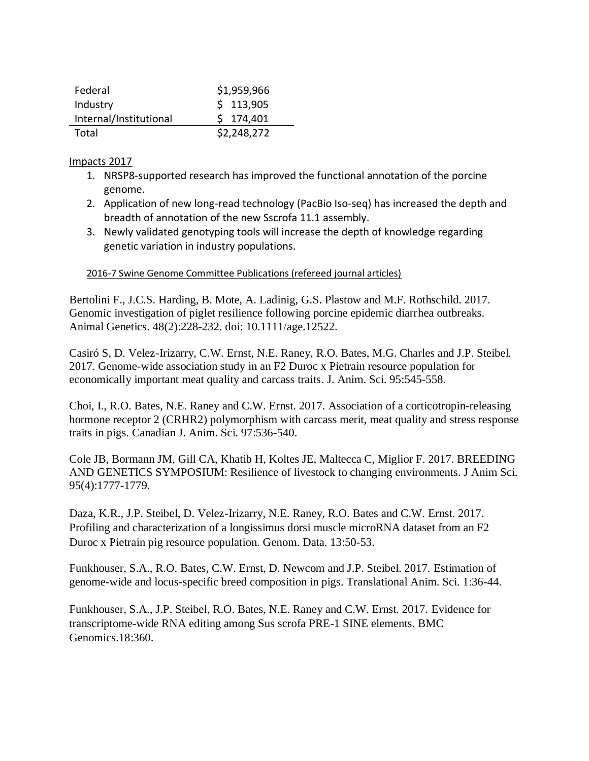| | |
|---|---|
| Federal | $1,959,966 |
| Industry | $ 113,905 |
| Internal/Institutional | $ 174,401 |
| Total | $2,248,272 |

Impacts 2017

1. NRSP8-supported research has improved the functional annotation of the porcine genome.
2. Application of new long-read technology (PacBio Iso-seq) has increased the depth and breadth of annotation of the new Sscrofa 11.1 assembly.
3. Newly validated genotyping tools will increase the depth of knowledge regarding genetic variation in industry populations.

2016-7 Swine Genome Committee Publications (refereed journal articles)

Bertolini F., J.C.S. Harding, B. Mote, A. Ladinig, G.S. Plastow and M.F. Rothschild. 2017. Genomic investigation of piglet resilience following porcine epidemic diarrhea outbreaks. Animal Genetics. 48(2):228-232. doi: 10.1111/age.12522.

Casiró S, D. Velez-Irizarry, C.W. Ernst, N.E. Raney, R.O. Bates, M.G. Charles and J.P. Steibel. 2017. Genome-wide association study in an F2 Duroc x Pietrain resource population for economically important meat quality and carcass traits. J. Anim. Sci. 95:545-558.

Choi, I., R.O. Bates, N.E. Raney and C.W. Ernst. 2017. Association of a corticotropin-releasing hormone receptor 2 (CRHR2) polymorphism with carcass merit, meat quality and stress response traits in pigs. Canadian J. Anim. Sci. 97:536-540.

Cole JB, Bormann JM, Gill CA, Khatib H, Koltes JE, Maltecca C, Miglior F. 2017. BREEDING AND GENETICS SYMPOSIUM: Resilience of livestock to changing environments. J Anim Sci. 95(4):1777-1779.

Daza, K.R., J.P. Steibel, D. Velez-Irizarry, N.E. Raney, R.O. Bates and C.W. Ernst. 2017. Profiling and characterization of a longissimus dorsi muscle microRNA dataset from an F2 Duroc x Pietrain pig resource population. Genom. Data. 13:50-53.

Funkhouser, S.A., R.O. Bates, C.W. Ernst, D. Newcom and J.P. Steibel. 2017. Estimation of genome-wide and locus-specific breed composition in pigs. Translational Anim. Sci. 1:36-44.

Funkhouser, S.A., J.P. Steibel, R.O. Bates, N.E. Raney and C.W. Ernst. 2017. Evidence for transcriptome-wide RNA editing among Sus scrofa PRE-1 SINE elements. BMC Genomics.18:360.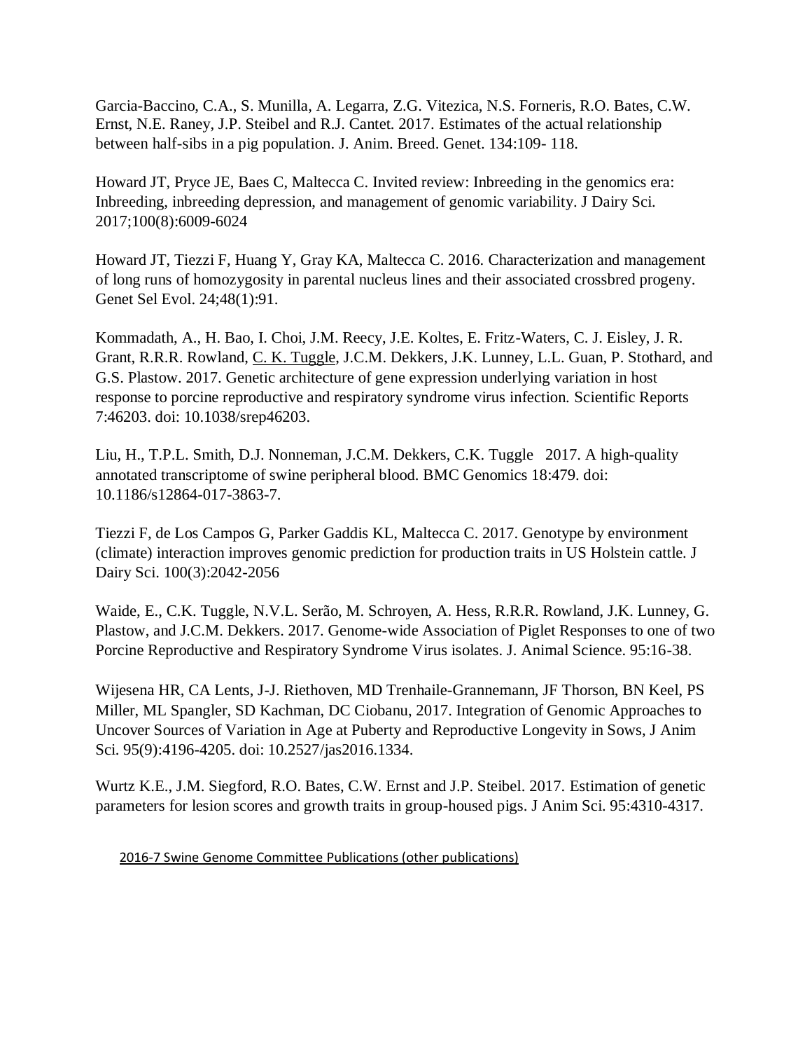Garcia-Baccino, C.A., S. Munilla, A. Legarra, Z.G. Vitezica, N.S. Forneris, R.O. Bates, C.W. Ernst, N.E. Raney, J.P. Steibel and R.J. Cantet. 2017. Estimates of the actual relationship between half-sibs in a pig population. J. Anim. Breed. Genet. 134:109- 118.

Howard JT, Pryce JE, Baes C, Maltecca C. Invited review: Inbreeding in the genomics era: Inbreeding, inbreeding depression, and management of genomic variability. J Dairy Sci. 2017;100(8):6009-6024

Howard JT, Tiezzi F, Huang Y, Gray KA, Maltecca C. 2016. Characterization and management of long runs of homozygosity in parental nucleus lines and their associated crossbred progeny. Genet Sel Evol. 24;48(1):91.

Kommadath, A., H. Bao, I. Choi, J.M. Reecy, J.E. Koltes, E. Fritz-Waters, C. J. Eisley, J. R. Grant, R.R.R. Rowland, <u>C. K. Tuggle</u>, J.C.M. Dekkers, J.K. Lunney, L.L. Guan, P. Stothard, and G.S. Plastow. 2017. Genetic architecture of gene expression underlying variation in host response to porcine reproductive and respiratory syndrome virus infection. Scientific Reports 7:46203. doi: 10.1038/srep46203.

Liu, H., T.P.L. Smith, D.J. Nonneman, J.C.M. Dekkers, C.K. Tuggle 2017. A high-quality annotated transcriptome of swine peripheral blood. BMC Genomics 18:479. doi: 10.1186/s12864-017-3863-7.

Tiezzi F, de Los Campos G, Parker Gaddis KL, Maltecca C. 2017. Genotype by environment (climate) interaction improves genomic prediction for production traits in US Holstein cattle. J Dairy Sci. 100(3):2042-2056

Waide, E., C.K. Tuggle, N.V.L. Serão, M. Schroyen, A. Hess, R.R.R. Rowland, J.K. Lunney, G. Plastow, and J.C.M. Dekkers. 2017. Genome-wide Association of Piglet Responses to one of two Porcine Reproductive and Respiratory Syndrome Virus isolates. J. Animal Science. 95:16-38.

Wijesena HR, CA Lents, J-J. Riethoven, MD Trenhaile-Grannemann, JF Thorson, BN Keel, PS Miller, ML Spangler, SD Kachman, DC Ciobanu, 2017. Integration of Genomic Approaches to Uncover Sources of Variation in Age at Puberty and Reproductive Longevity in Sows, J Anim Sci. 95(9):4196-4205. doi: 10.2527/jas2016.1334.

Wurtz K.E., J.M. Siegford, R.O. Bates, C.W. Ernst and J.P. Steibel. 2017. Estimation of genetic parameters for lesion scores and growth traits in group-housed pigs. J Anim Sci. 95:4310-4317.

<u>2016-7 Swine Genome Committee Publications (other publications)</u>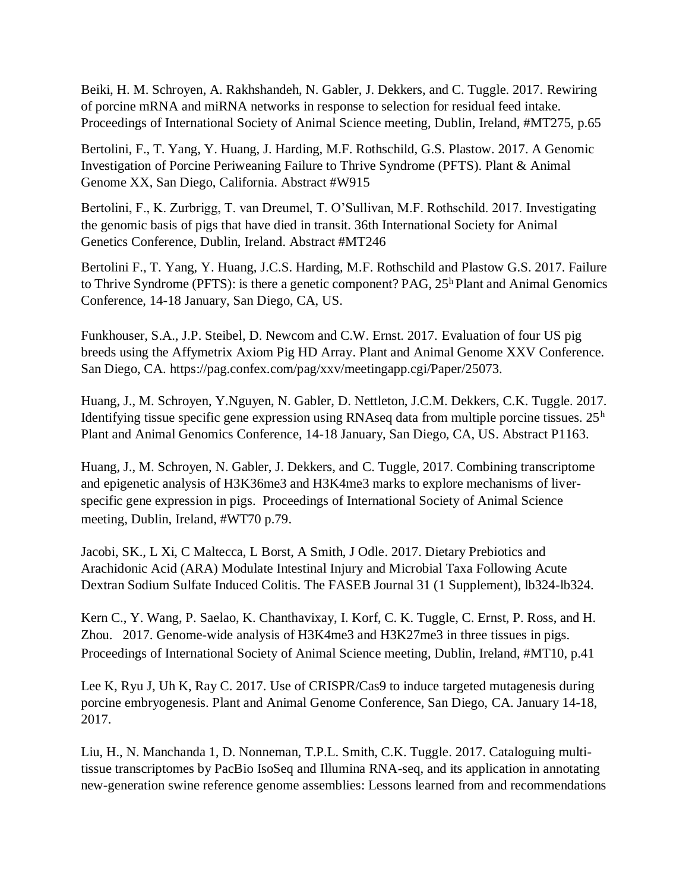Beiki, H. M. Schroyen, A. Rakhshandeh, N. Gabler, J. Dekkers, and C. Tuggle. 2017. Rewiring of porcine mRNA and miRNA networks in response to selection for residual feed intake. Proceedings of International Society of Animal Science meeting, Dublin, Ireland, #MT275, p.65

Bertolini, F., T. Yang, Y. Huang, J. Harding, M.F. Rothschild, G.S. Plastow. 2017. A Genomic Investigation of Porcine Periweaning Failure to Thrive Syndrome (PFTS). Plant & Animal Genome XX, San Diego, California. Abstract #W915

Bertolini, F., K. Zurbrigg, T. van Dreumel, T. O'Sullivan, M.F. Rothschild. 2017. Investigating the genomic basis of pigs that have died in transit. 36th International Society for Animal Genetics Conference, Dublin, Ireland. Abstract #MT246

Bertolini F., T. Yang, Y. Huang, J.C.S. Harding, M.F. Rothschild and Plastow G.S. 2017. Failure to Thrive Syndrome (PFTS): is there a genetic component? PAG, 25h Plant and Animal Genomics Conference, 14-18 January, San Diego, CA, US.

Funkhouser, S.A., J.P. Steibel, D. Newcom and C.W. Ernst. 2017. Evaluation of four US pig breeds using the Affymetrix Axiom Pig HD Array. Plant and Animal Genome XXV Conference. San Diego, CA. https://pag.confex.com/pag/xxv/meetingapp.cgi/Paper/25073.

Huang, J., M. Schroyen, Y.Nguyen, N. Gabler, D. Nettleton, J.C.M. Dekkers, C.K. Tuggle. 2017. Identifying tissue specific gene expression using RNAseq data from multiple porcine tissues. 25h Plant and Animal Genomics Conference, 14-18 January, San Diego, CA, US. Abstract P1163.

Huang, J., M. Schroyen, N. Gabler, J. Dekkers, and C. Tuggle, 2017. Combining transcriptome and epigenetic analysis of H3K36me3 and H3K4me3 marks to explore mechanisms of liver-specific gene expression in pigs. Proceedings of International Society of Animal Science meeting, Dublin, Ireland, #WT70 p.79.

Jacobi, SK., L Xi, C Maltecca, L Borst, A Smith, J Odle. 2017. Dietary Prebiotics and Arachidonic Acid (ARA) Modulate Intestinal Injury and Microbial Taxa Following Acute Dextran Sodium Sulfate Induced Colitis. The FASEB Journal 31 (1 Supplement), lb324-lb324.

Kern C., Y. Wang, P. Saelao, K. Chanthavixay, I. Korf, C. K. Tuggle, C. Ernst, P. Ross, and H. Zhou. 2017. Genome-wide analysis of H3K4me3 and H3K27me3 in three tissues in pigs. Proceedings of International Society of Animal Science meeting, Dublin, Ireland, #MT10, p.41

Lee K, Ryu J, Uh K, Ray C. 2017. Use of CRISPR/Cas9 to induce targeted mutagenesis during porcine embryogenesis. Plant and Animal Genome Conference, San Diego, CA. January 14-18, 2017.

Liu, H., N. Manchanda 1, D. Nonneman, T.P.L. Smith, C.K. Tuggle. 2017. Cataloguing multi-tissue transcriptomes by PacBio IsoSeq and Illumina RNA-seq, and its application in annotating new-generation swine reference genome assemblies: Lessons learned from and recommendations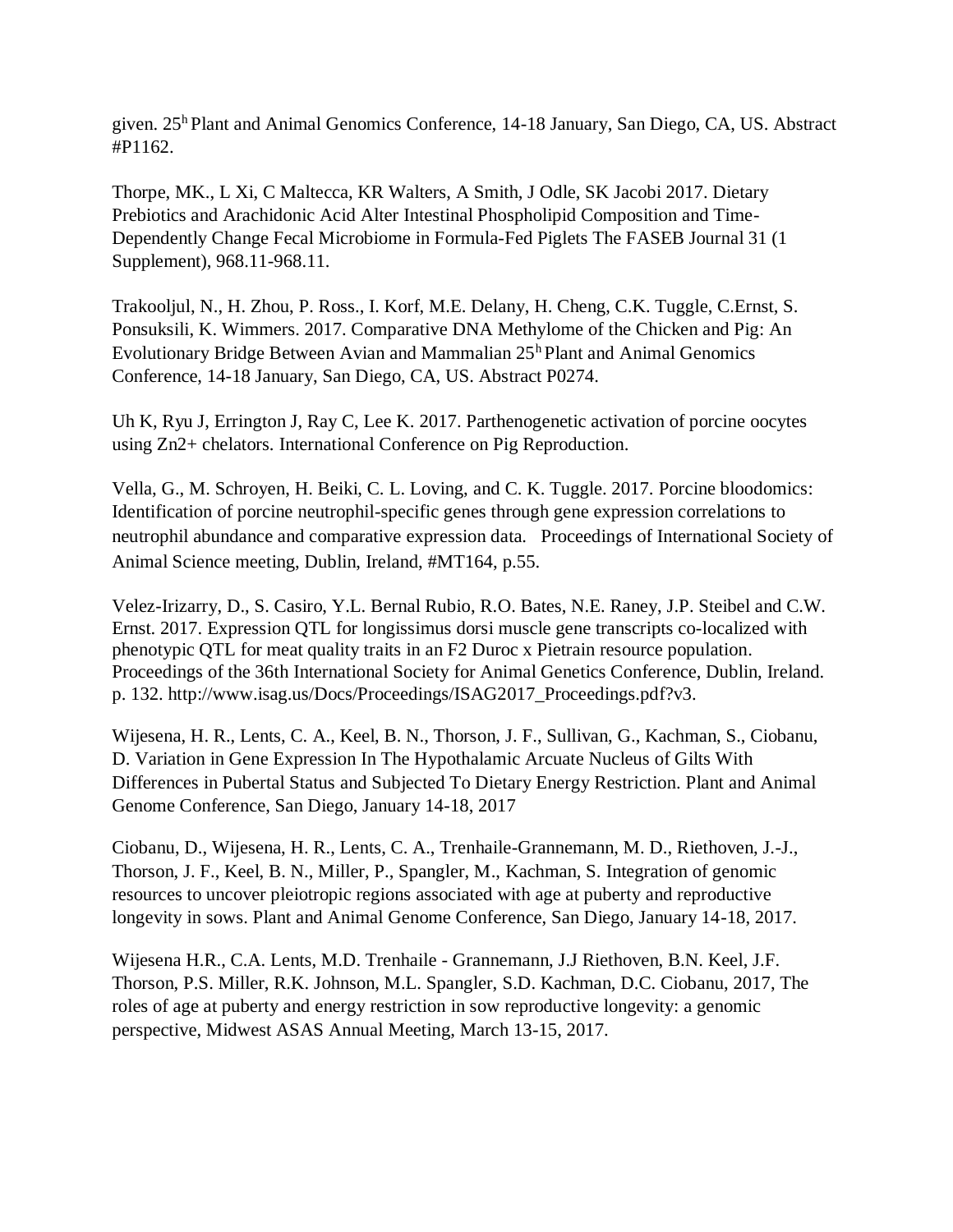given. 25h Plant and Animal Genomics Conference, 14-18 January, San Diego, CA, US. Abstract #P1162.

Thorpe, MK., L Xi, C Maltecca, KR Walters, A Smith, J Odle, SK Jacobi 2017. Dietary Prebiotics and Arachidonic Acid Alter Intestinal Phospholipid Composition and Time-Dependently Change Fecal Microbiome in Formula-Fed Piglets The FASEB Journal 31 (1 Supplement), 968.11-968.11.

Trakooljul, N., H. Zhou, P. Ross., I. Korf, M.E. Delany, H. Cheng, C.K. Tuggle, C.Ernst, S. Ponsuksili, K. Wimmers. 2017. Comparative DNA Methylome of the Chicken and Pig: An Evolutionary Bridge Between Avian and Mammalian 25h Plant and Animal Genomics Conference, 14-18 January, San Diego, CA, US. Abstract P0274.

Uh K, Ryu J, Errington J, Ray C, Lee K. 2017. Parthenogenetic activation of porcine oocytes using Zn2+ chelators. International Conference on Pig Reproduction.

Vella, G., M. Schroyen, H. Beiki, C. L. Loving, and C. K. Tuggle. 2017. Porcine bloodomics: Identification of porcine neutrophil-specific genes through gene expression correlations to neutrophil abundance and comparative expression data. Proceedings of International Society of Animal Science meeting, Dublin, Ireland, #MT164, p.55.

Velez-Irizarry, D., S. Casiro, Y.L. Bernal Rubio, R.O. Bates, N.E. Raney, J.P. Steibel and C.W. Ernst. 2017. Expression QTL for longissimus dorsi muscle gene transcripts co-localized with phenotypic QTL for meat quality traits in an F2 Duroc x Pietrain resource population. Proceedings of the 36th International Society for Animal Genetics Conference, Dublin, Ireland. p. 132. http://www.isag.us/Docs/Proceedings/ISAG2017_Proceedings.pdf?v3.

Wijesena, H. R., Lents, C. A., Keel, B. N., Thorson, J. F., Sullivan, G., Kachman, S., Ciobanu, D. Variation in Gene Expression In The Hypothalamic Arcuate Nucleus of Gilts With Differences in Pubertal Status and Subjected To Dietary Energy Restriction. Plant and Animal Genome Conference, San Diego, January 14-18, 2017

Ciobanu, D., Wijesena, H. R., Lents, C. A., Trenhaile-Grannemann, M. D., Riethoven, J.-J., Thorson, J. F., Keel, B. N., Miller, P., Spangler, M., Kachman, S. Integration of genomic resources to uncover pleiotropic regions associated with age at puberty and reproductive longevity in sows. Plant and Animal Genome Conference, San Diego, January 14-18, 2017.

Wijesena H.R., C.A. Lents, M.D. Trenhaile - Grannemann, J.J Riethoven, B.N. Keel, J.F. Thorson, P.S. Miller, R.K. Johnson, M.L. Spangler, S.D. Kachman, D.C. Ciobanu, 2017, The roles of age at puberty and energy restriction in sow reproductive longevity: a genomic perspective, Midwest ASAS Annual Meeting, March 13-15, 2017.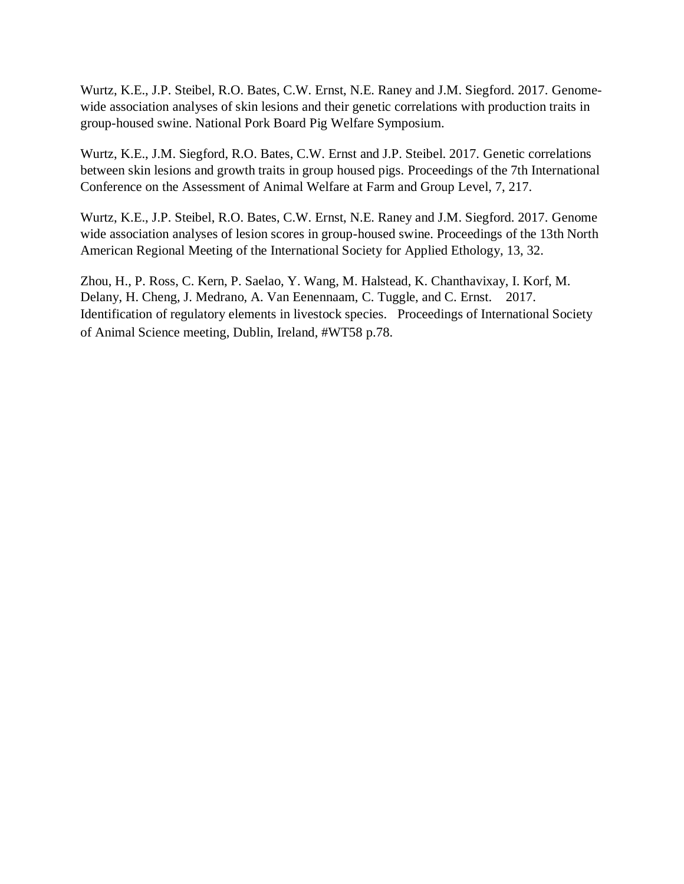Wurtz, K.E., J.P. Steibel, R.O. Bates, C.W. Ernst, N.E. Raney and J.M. Siegford. 2017. Genome-wide association analyses of skin lesions and their genetic correlations with production traits in group-housed swine. National Pork Board Pig Welfare Symposium.

Wurtz, K.E., J.M. Siegford, R.O. Bates, C.W. Ernst and J.P. Steibel. 2017. Genetic correlations between skin lesions and growth traits in group housed pigs. Proceedings of the 7th International Conference on the Assessment of Animal Welfare at Farm and Group Level, 7, 217.

Wurtz, K.E., J.P. Steibel, R.O. Bates, C.W. Ernst, N.E. Raney and J.M. Siegford. 2017. Genome wide association analyses of lesion scores in group-housed swine. Proceedings of the 13th North American Regional Meeting of the International Society for Applied Ethology, 13, 32.

Zhou, H., P. Ross, C. Kern, P. Saelao, Y. Wang, M. Halstead, K. Chanthavixay, I. Korf, M. Delany, H. Cheng, J. Medrano, A. Van Eenennaam, C. Tuggle, and C. Ernst. 2017. Identification of regulatory elements in livestock species. Proceedings of International Society of Animal Science meeting, Dublin, Ireland, #WT58 p.78.